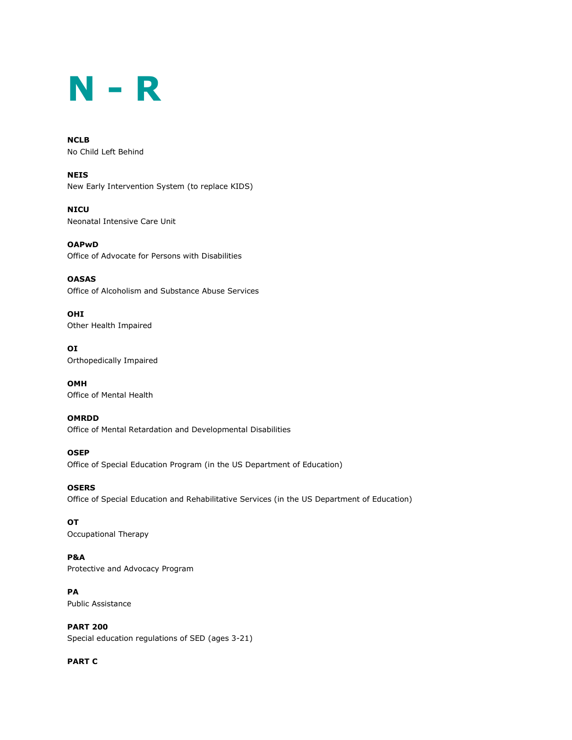# N - R

**NCLB**
No Child Left Behind

**NEIS**
New Early Intervention System (to replace KIDS)

**NICU**
Neonatal Intensive Care Unit

**OAPwD**
Office of Advocate for Persons with Disabilities

**OASAS**
Office of Alcoholism and Substance Abuse Services

**OHI**
Other Health Impaired

**OI**
Orthopedically Impaired

**OMH**
Office of Mental Health

**OMRDD**
Office of Mental Retardation and Developmental Disabilities

**OSEP**
Office of Special Education Program (in the US Department of Education)

**OSERS**
Office of Special Education and Rehabilitative Services (in the US Department of Education)

**OT**
Occupational Therapy

**P&A**
Protective and Advocacy Program

**PA**
Public Assistance

**PART 200**
Special education regulations of SED (ages 3-21)

**PART C**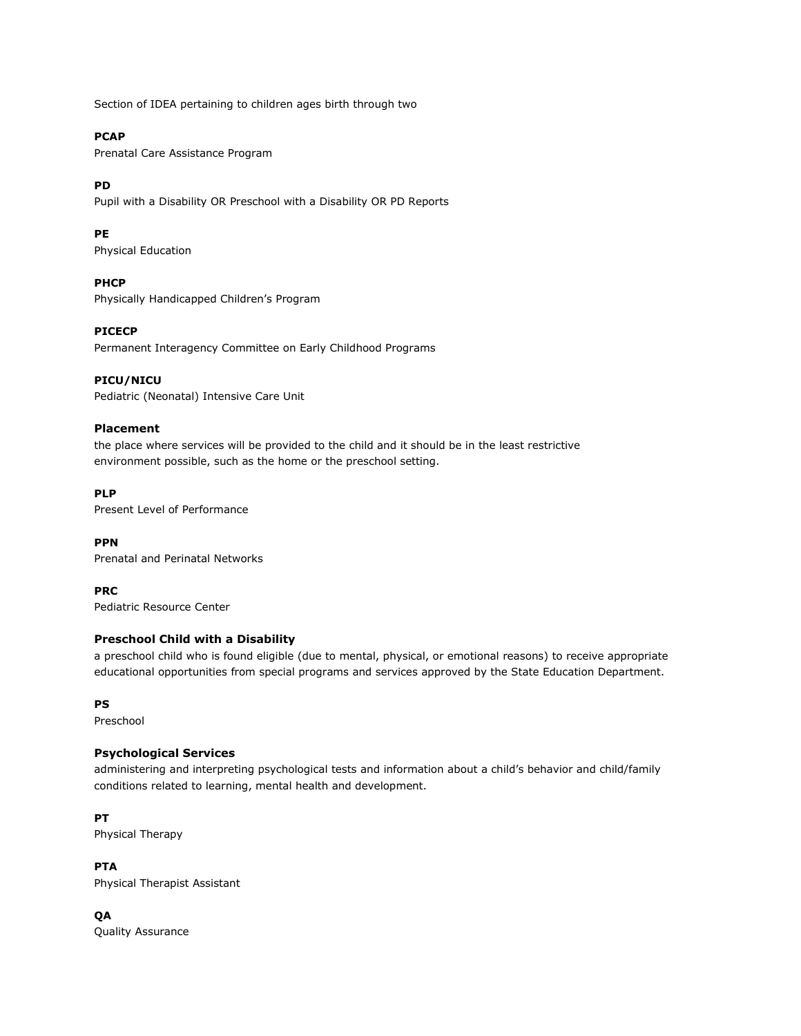Section of IDEA pertaining to children ages birth through two

**PCAP**
Prenatal Care Assistance Program

**PD**
Pupil with a Disability OR Preschool with a Disability OR PD Reports

**PE**
Physical Education

**PHCP**
Physically Handicapped Children's Program

**PICECP**
Permanent Interagency Committee on Early Childhood Programs

**PICU/NICU**
Pediatric (Neonatal) Intensive Care Unit

**Placement**
the place where services will be provided to the child and it should be in the least restrictive environment possible, such as the home or the preschool setting.

**PLP**
Present Level of Performance

**PPN**
Prenatal and Perinatal Networks

**PRC**
Pediatric Resource Center

**Preschool Child with a Disability**
a preschool child who is found eligible (due to mental, physical, or emotional reasons) to receive appropriate educational opportunities from special programs and services approved by the State Education Department.

**PS**
Preschool

**Psychological Services**
administering and interpreting psychological tests and information about a child's behavior and child/family conditions related to learning, mental health and development.

**PT**
Physical Therapy

**PTA**
Physical Therapist Assistant

**QA**
Quality Assurance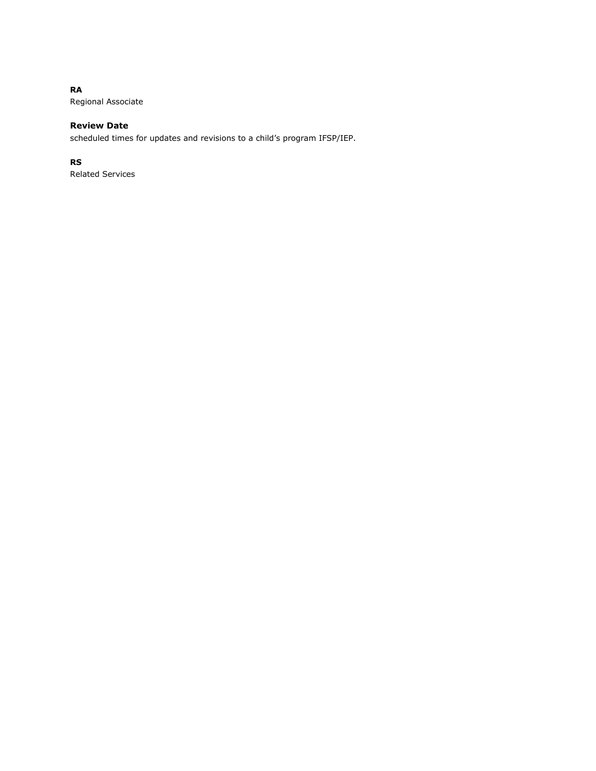**RA**
Regional Associate

**Review Date**
scheduled times for updates and revisions to a child's program IFSP/IEP.

**RS**
Related Services